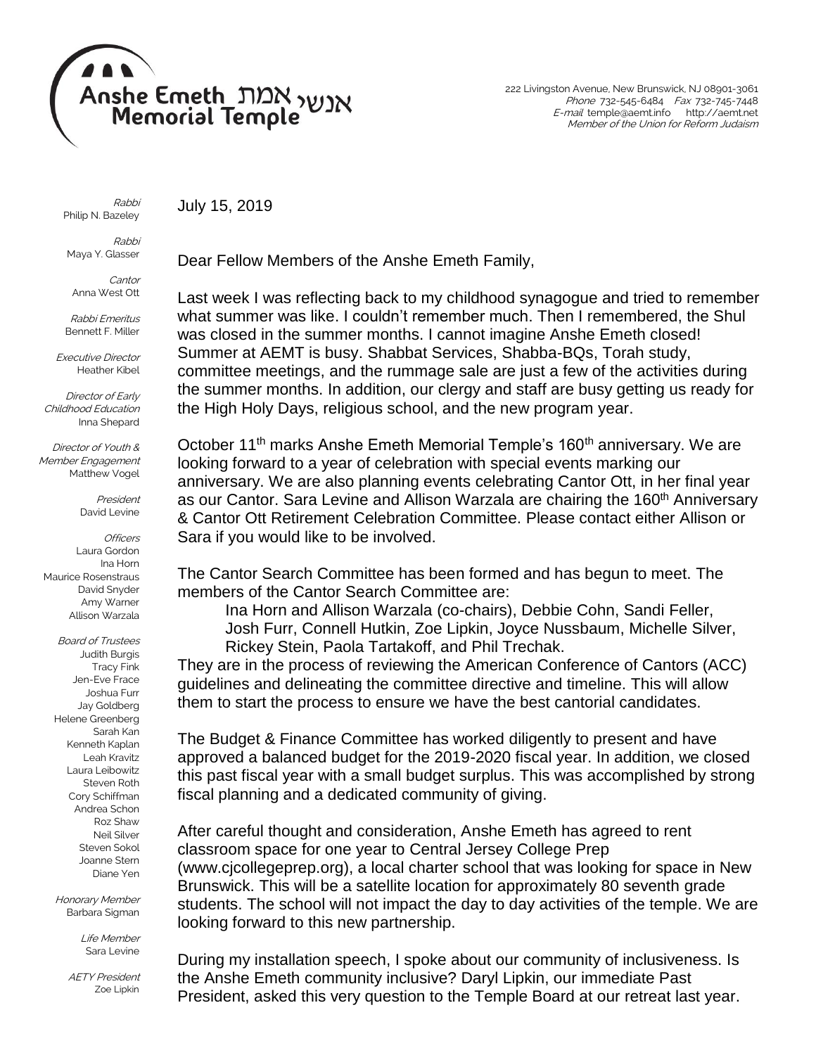# Anshe Emeth אנשי אמת Memorial Temple

222 Livingston Avenue, New Brunswick, NJ 08901-3061
*Phone* 732-545-6484 *Fax* 732-745-7448
*E-mail* temple@aemt.info http://aemt.net
*Member of the Union for Reform Judaism*

*Rabbi*
Philip N. Bazeley

*Rabbi*
Maya Y. Glasser

*Cantor*
Anna West Ott

*Rabbi Emeritus*
Bennett F. Miller

*Executive Director*
Heather Kibel

*Director of Early Childhood Education*
Inna Shepard

*Director of Youth & Member Engagement*
Matthew Vogel

*President*
David Levine

*Officers*
Laura Gordon
Ina Horn
Maurice Rosenstraus
David Snyder
Amy Warner
Allison Warzala

*Board of Trustees*
Judith Burgis
Tracy Fink
Jen-Eve Frace
Joshua Furr
Jay Goldberg
Helene Greenberg
Sarah Kan
Kenneth Kaplan
Leah Kravitz
Laura Leibowitz
Steven Roth
Cory Schiffman
Andrea Schon
Roz Shaw
Neil Silver
Steven Sokol
Joanne Stern
Diane Yen

*Honorary Member*
Barbara Sigman

*Life Member*
Sara Levine

*AETY President*
Zoe Lipkin

July 15, 2019

Dear Fellow Members of the Anshe Emeth Family,

Last week I was reflecting back to my childhood synagogue and tried to remember what summer was like. I couldn't remember much. Then I remembered, the Shul was closed in the summer months. I cannot imagine Anshe Emeth closed! Summer at AEMT is busy. Shabbat Services, Shabba-BQs, Torah study, committee meetings, and the rummage sale are just a few of the activities during the summer months. In addition, our clergy and staff are busy getting us ready for the High Holy Days, religious school, and the new program year.

October 11th marks Anshe Emeth Memorial Temple's 160th anniversary. We are looking forward to a year of celebration with special events marking our anniversary. We are also planning events celebrating Cantor Ott, in her final year as our Cantor. Sara Levine and Allison Warzala are chairing the 160th Anniversary & Cantor Ott Retirement Celebration Committee. Please contact either Allison or Sara if you would like to be involved.

The Cantor Search Committee has been formed and has begun to meet. The members of the Cantor Search Committee are:

> Ina Horn and Allison Warzala (co-chairs), Debbie Cohn, Sandi Feller, Josh Furr, Connell Hutkin, Zoe Lipkin, Joyce Nussbaum, Michelle Silver, Rickey Stein, Paola Tartakoff, and Phil Trechak.

They are in the process of reviewing the American Conference of Cantors (ACC) guidelines and delineating the committee directive and timeline. This will allow them to start the process to ensure we have the best cantorial candidates.

The Budget & Finance Committee has worked diligently to present and have approved a balanced budget for the 2019-2020 fiscal year. In addition, we closed this past fiscal year with a small budget surplus. This was accomplished by strong fiscal planning and a dedicated community of giving.

After careful thought and consideration, Anshe Emeth has agreed to rent classroom space for one year to Central Jersey College Prep (www.cjcollegeprep.org), a local charter school that was looking for space in New Brunswick. This will be a satellite location for approximately 80 seventh grade students. The school will not impact the day to day activities of the temple. We are looking forward to this new partnership.

During my installation speech, I spoke about our community of inclusiveness. Is the Anshe Emeth community inclusive? Daryl Lipkin, our immediate Past President, asked this very question to the Temple Board at our retreat last year.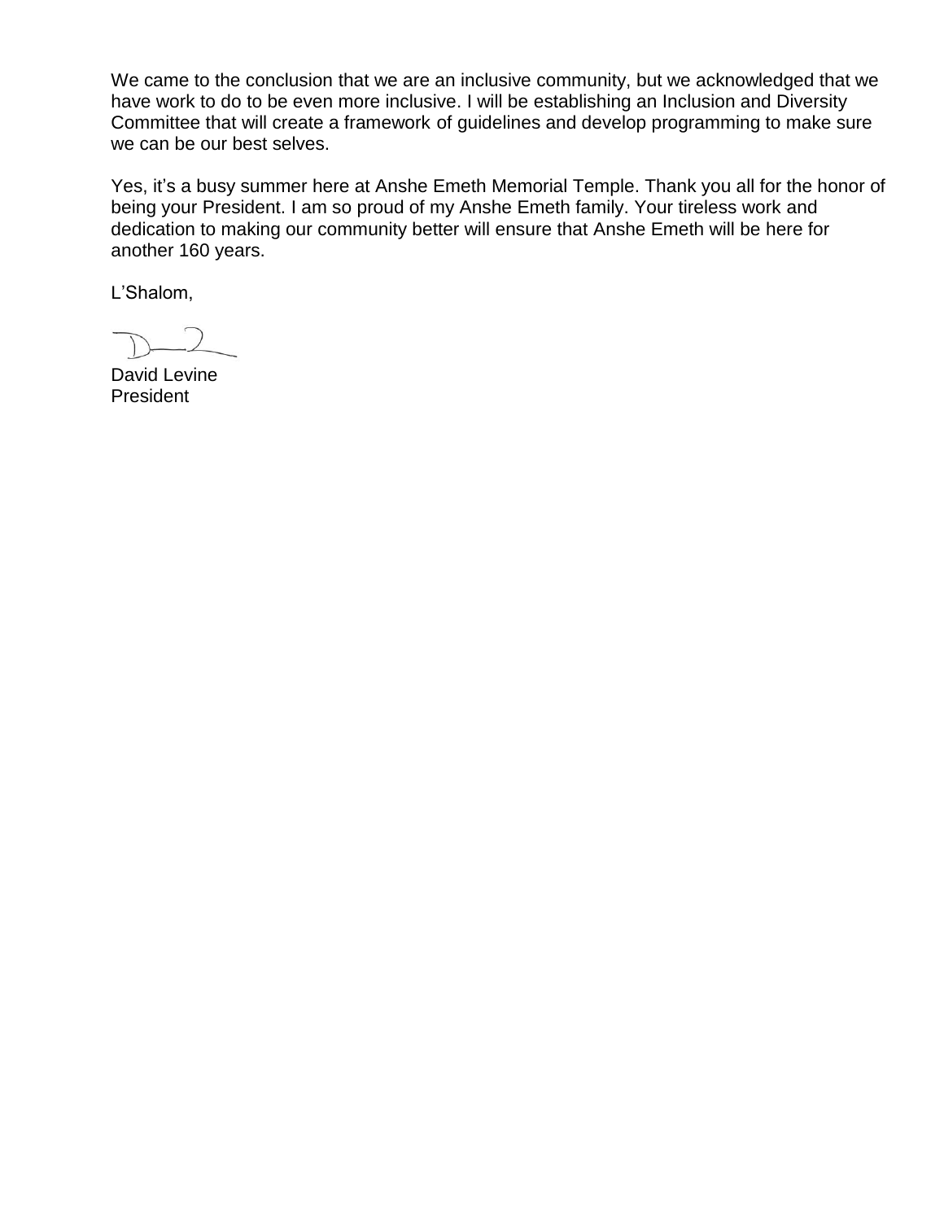We came to the conclusion that we are an inclusive community, but we acknowledged that we have work to do to be even more inclusive. I will be establishing an Inclusion and Diversity Committee that will create a framework of guidelines and develop programming to make sure we can be our best selves.

Yes, it's a busy summer here at Anshe Emeth Memorial Temple. Thank you all for the honor of being your President. I am so proud of my Anshe Emeth family. Your tireless work and dedication to making our community better will ensure that Anshe Emeth will be here for another 160 years.

L'Shalom,

David Levine
President